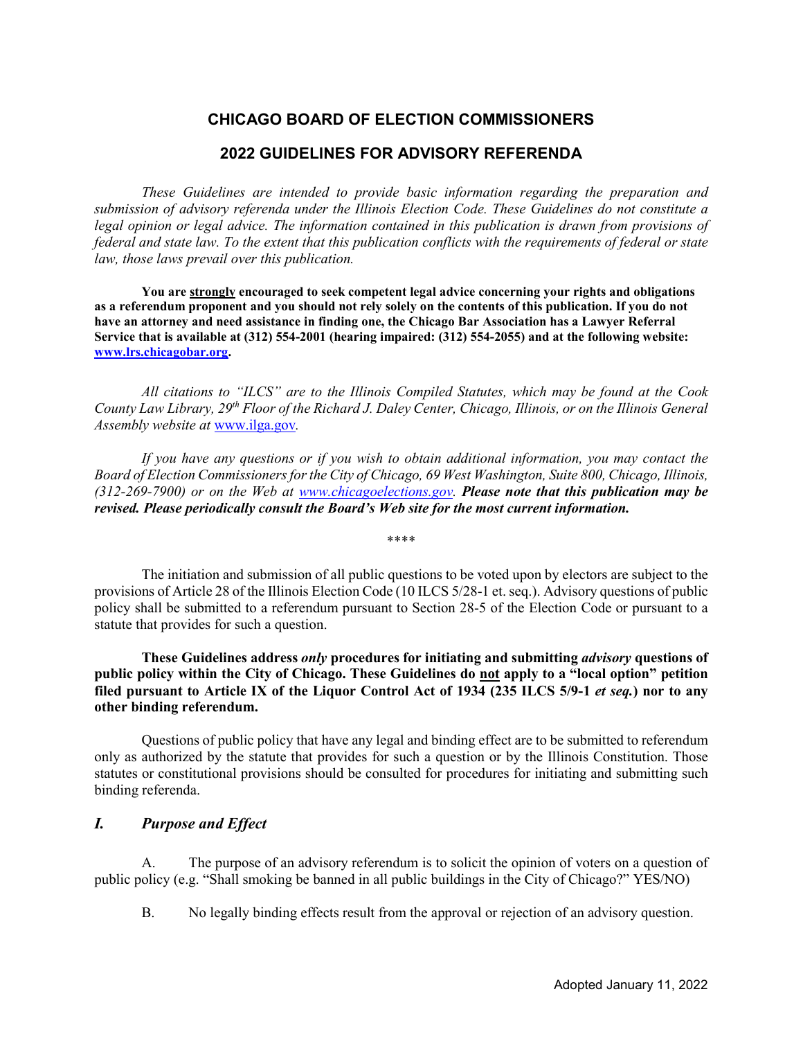# CHICAGO BOARD OF ELECTION COMMISSIONERS

## 2022 GUIDELINES FOR ADVISORY REFERENDA

*These Guidelines are intended to provide basic information regarding the preparation and submission of advisory referenda under the Illinois Election Code. These Guidelines do not constitute a legal opinion or legal advice. The information contained in this publication is drawn from provisions of federal and state law. To the extent that this publication conflicts with the requirements of federal or state law, those laws prevail over this publication.*

**You are strongly encouraged to seek competent legal advice concerning your rights and obligations as a referendum proponent and you should not rely solely on the contents of this publication. If you do not have an attorney and need assistance in finding one, the Chicago Bar Association has a Lawyer Referral Service that is available at (312) 554-2001 (hearing impaired: (312) 554-2055) and at the following website: www.lrs.chicagobar.org.**

*All citations to "ILCS" are to the Illinois Compiled Statutes, which may be found at the Cook County Law Library, 29th Floor of the Richard J. Daley Center, Chicago, Illinois, or on the Illinois General Assembly website at* www.ilga.gov*.*

*If you have any questions or if you wish to obtain additional information, you may contact the Board of Election Commissioners for the City of Chicago, 69 West Washington, Suite 800, Chicago, Illinois, (312-269-7900) or on the Web at www.chicagoelections.gov.* ***Please note that this publication may be revised. Please periodically consult the Board's Web site for the most current information.***

****

The initiation and submission of all public questions to be voted upon by electors are subject to the provisions of Article 28 of the Illinois Election Code (10 ILCS 5/28-1 et. seq.). Advisory questions of public policy shall be submitted to a referendum pursuant to Section 28-5 of the Election Code or pursuant to a statute that provides for such a question.

**These Guidelines address *only* procedures for initiating and submitting *advisory* questions of public policy within the City of Chicago. These Guidelines do not apply to a "local option" petition filed pursuant to Article IX of the Liquor Control Act of 1934 (235 ILCS 5/9-1 *et seq.*) nor to any other binding referendum.**

Questions of public policy that have any legal and binding effect are to be submitted to referendum only as authorized by the statute that provides for such a question or by the Illinois Constitution. Those statutes or constitutional provisions should be consulted for procedures for initiating and submitting such binding referenda.

## *I. Purpose and Effect*

A. The purpose of an advisory referendum is to solicit the opinion of voters on a question of public policy (e.g. "Shall smoking be banned in all public buildings in the City of Chicago?" YES/NO)

B. No legally binding effects result from the approval or rejection of an advisory question.

Adopted January 11, 2022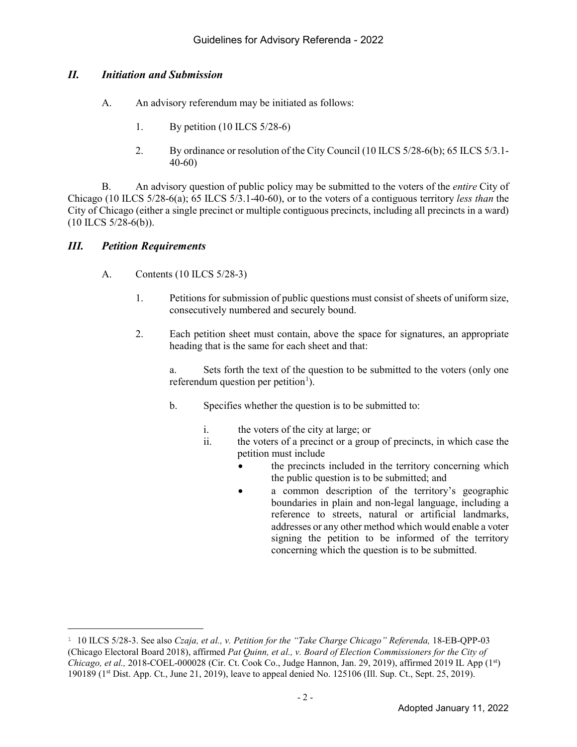## *II. Initiation and Submission*

A. An advisory referendum may be initiated as follows:

1. By petition (10 ILCS 5/28-6)

2. By ordinance or resolution of the City Council (10 ILCS 5/28-6(b); 65 ILCS 5/3.1-40-60)

B. An advisory question of public policy may be submitted to the voters of the *entire* City of Chicago (10 ILCS 5/28-6(a); 65 ILCS 5/3.1-40-60), or to the voters of a contiguous territory *less than* the City of Chicago (either a single precinct or multiple contiguous precincts, including all precincts in a ward) (10 ILCS 5/28-6(b)).

## *III. Petition Requirements*

A. Contents (10 ILCS 5/28-3)

1. Petitions for submission of public questions must consist of sheets of uniform size, consecutively numbered and securely bound.

2. Each petition sheet must contain, above the space for signatures, an appropriate heading that is the same for each sheet and that:

   a. Sets forth the text of the question to be submitted to the voters (only one referendum question per petition[1]).

   b. Specifies whether the question is to be submitted to:

      i. the voters of the city at large; or

      ii. the voters of a precinct or a group of precincts, in which case the petition must include

         - the precincts included in the territory concerning which the public question is to be submitted; and
         - a common description of the territory's geographic boundaries in plain and non-legal language, including a reference to streets, natural or artificial landmarks, addresses or any other method which would enable a voter signing the petition to be informed of the territory concerning which the question is to be submitted.

---

[1] 10 ILCS 5/28-3. See also *Czaja, et al., v. Petition for the "Take Charge Chicago" Referenda,* 18-EB-QPP-03 (Chicago Electoral Board 2018), affirmed *Pat Quinn, et al., v. Board of Election Commissioners for the City of Chicago, et al.,* 2018-COEL-000028 (Cir. Ct. Cook Co., Judge Hannon, Jan. 29, 2019), affirmed 2019 IL App (1st) 190189 (1st Dist. App. Ct., June 21, 2019), leave to appeal denied No. 125106 (Ill. Sup. Ct., Sept. 25, 2019).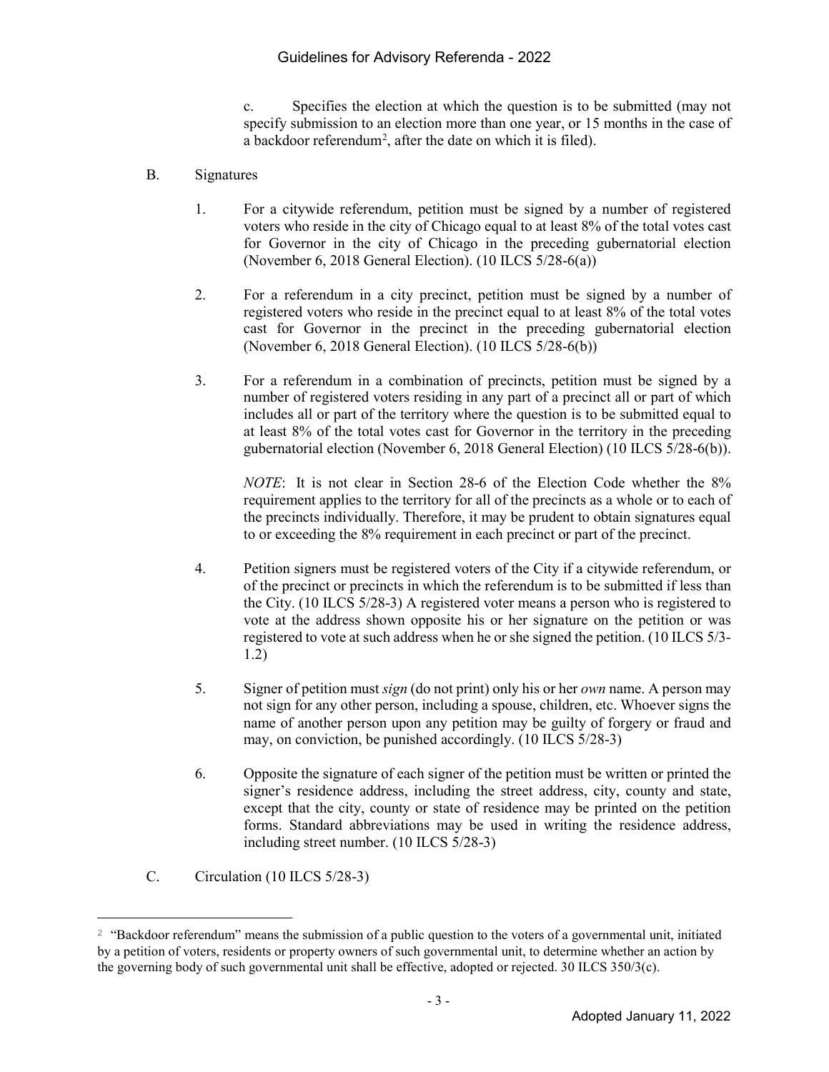c. Specifies the election at which the question is to be submitted (may not specify submission to an election more than one year, or 15 months in the case of a backdoor referendum[2], after the date on which it is filed).

B. Signatures

1. For a citywide referendum, petition must be signed by a number of registered voters who reside in the city of Chicago equal to at least 8% of the total votes cast for Governor in the city of Chicago in the preceding gubernatorial election (November 6, 2018 General Election). (10 ILCS 5/28-6(a))

2. For a referendum in a city precinct, petition must be signed by a number of registered voters who reside in the precinct equal to at least 8% of the total votes cast for Governor in the precinct in the preceding gubernatorial election (November 6, 2018 General Election). (10 ILCS 5/28-6(b))

3. For a referendum in a combination of precincts, petition must be signed by a number of registered voters residing in any part of a precinct all or part of which includes all or part of the territory where the question is to be submitted equal to at least 8% of the total votes cast for Governor in the territory in the preceding gubernatorial election (November 6, 2018 General Election) (10 ILCS 5/28-6(b)).

   *NOTE*: It is not clear in Section 28-6 of the Election Code whether the 8% requirement applies to the territory for all of the precincts as a whole or to each of the precincts individually. Therefore, it may be prudent to obtain signatures equal to or exceeding the 8% requirement in each precinct or part of the precinct.

4. Petition signers must be registered voters of the City if a citywide referendum, or of the precinct or precincts in which the referendum is to be submitted if less than the City. (10 ILCS 5/28-3) A registered voter means a person who is registered to vote at the address shown opposite his or her signature on the petition or was registered to vote at such address when he or she signed the petition. (10 ILCS 5/3-1.2)

5. Signer of petition must *sign* (do not print) only his or her *own* name. A person may not sign for any other person, including a spouse, children, etc. Whoever signs the name of another person upon any petition may be guilty of forgery or fraud and may, on conviction, be punished accordingly. (10 ILCS 5/28-3)

6. Opposite the signature of each signer of the petition must be written or printed the signer's residence address, including the street address, city, county and state, except that the city, county or state of residence may be printed on the petition forms. Standard abbreviations may be used in writing the residence address, including street number. (10 ILCS 5/28-3)

C. Circulation (10 ILCS 5/28-3)

---

[2] "Backdoor referendum" means the submission of a public question to the voters of a governmental unit, initiated by a petition of voters, residents or property owners of such governmental unit, to determine whether an action by the governing body of such governmental unit shall be effective, adopted or rejected. 30 ILCS 350/3(c).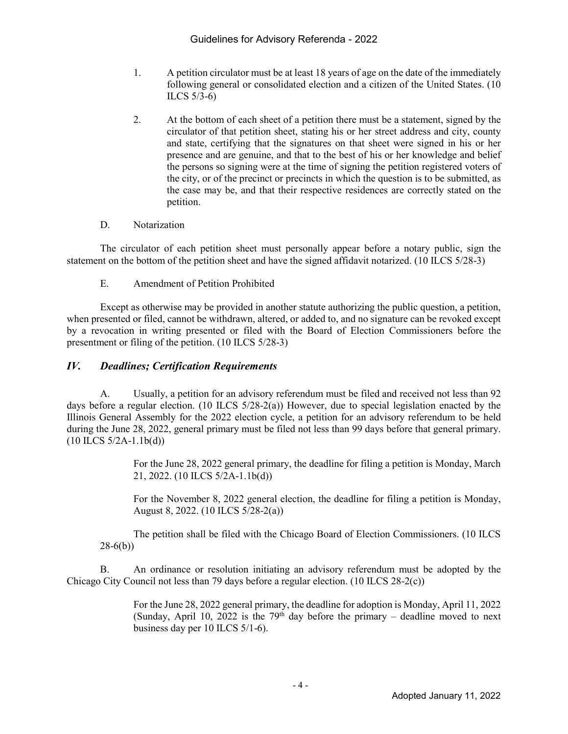1. A petition circulator must be at least 18 years of age on the date of the immediately following general or consolidated election and a citizen of the United States. (10 ILCS 5/3-6)

2. At the bottom of each sheet of a petition there must be a statement, signed by the circulator of that petition sheet, stating his or her street address and city, county and state, certifying that the signatures on that sheet were signed in his or her presence and are genuine, and that to the best of his or her knowledge and belief the persons so signing were at the time of signing the petition registered voters of the city, or of the precinct or precincts in which the question is to be submitted, as the case may be, and that their respective residences are correctly stated on the petition.

D. Notarization

The circulator of each petition sheet must personally appear before a notary public, sign the statement on the bottom of the petition sheet and have the signed affidavit notarized. (10 ILCS 5/28-3)

E. Amendment of Petition Prohibited

Except as otherwise may be provided in another statute authorizing the public question, a petition, when presented or filed, cannot be withdrawn, altered, or added to, and no signature can be revoked except by a revocation in writing presented or filed with the Board of Election Commissioners before the presentment or filing of the petition. (10 ILCS 5/28-3)

## *IV. Deadlines; Certification Requirements*

A. Usually, a petition for an advisory referendum must be filed and received not less than 92 days before a regular election. (10 ILCS 5/28-2(a)) However, due to special legislation enacted by the Illinois General Assembly for the 2022 election cycle, a petition for an advisory referendum to be held during the June 28, 2022, general primary must be filed not less than 99 days before that general primary. (10 ILCS 5/2A-1.1b(d))

For the June 28, 2022 general primary, the deadline for filing a petition is Monday, March 21, 2022. (10 ILCS 5/2A-1.1b(d))

For the November 8, 2022 general election, the deadline for filing a petition is Monday, August 8, 2022. (10 ILCS 5/28-2(a))

The petition shall be filed with the Chicago Board of Election Commissioners. (10 ILCS 28-6(b))

B. An ordinance or resolution initiating an advisory referendum must be adopted by the Chicago City Council not less than 79 days before a regular election. (10 ILCS 28-2(c))

For the June 28, 2022 general primary, the deadline for adoption is Monday, April 11, 2022 (Sunday, April 10, 2022 is the 79th day before the primary – deadline moved to next business day per 10 ILCS 5/1-6).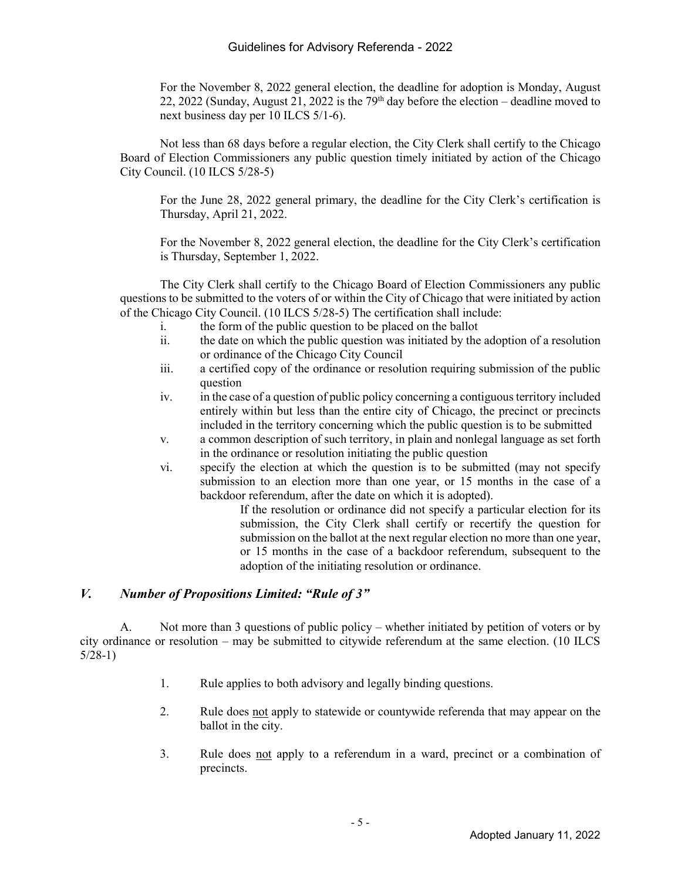For the November 8, 2022 general election, the deadline for adoption is Monday, August 22, 2022 (Sunday, August 21, 2022 is the 79th day before the election – deadline moved to next business day per 10 ILCS 5/1-6).

Not less than 68 days before a regular election, the City Clerk shall certify to the Chicago Board of Election Commissioners any public question timely initiated by action of the Chicago City Council. (10 ILCS 5/28-5)

For the June 28, 2022 general primary, the deadline for the City Clerk's certification is Thursday, April 21, 2022.

For the November 8, 2022 general election, the deadline for the City Clerk's certification is Thursday, September 1, 2022.

The City Clerk shall certify to the Chicago Board of Election Commissioners any public questions to be submitted to the voters of or within the City of Chicago that were initiated by action of the Chicago City Council. (10 ILCS 5/28-5) The certification shall include:

i. the form of the public question to be placed on the ballot
ii. the date on which the public question was initiated by the adoption of a resolution or ordinance of the Chicago City Council
iii. a certified copy of the ordinance or resolution requiring submission of the public question
iv. in the case of a question of public policy concerning a contiguous territory included entirely within but less than the entire city of Chicago, the precinct or precincts included in the territory concerning which the public question is to be submitted
v. a common description of such territory, in plain and nonlegal language as set forth in the ordinance or resolution initiating the public question
vi. specify the election at which the question is to be submitted (may not specify submission to an election more than one year, or 15 months in the case of a backdoor referendum, after the date on which it is adopted).

    If the resolution or ordinance did not specify a particular election for its submission, the City Clerk shall certify or recertify the question for submission on the ballot at the next regular election no more than one year, or 15 months in the case of a backdoor referendum, subsequent to the adoption of the initiating resolution or ordinance.

## *V. Number of Propositions Limited: "Rule of 3"*

A. Not more than 3 questions of public policy – whether initiated by petition of voters or by city ordinance or resolution – may be submitted to citywide referendum at the same election. (10 ILCS 5/28-1)

1. Rule applies to both advisory and legally binding questions.

2. Rule does <u>not</u> apply to statewide or countywide referenda that may appear on the ballot in the city.

3. Rule does <u>not</u> apply to a referendum in a ward, precinct or a combination of precincts.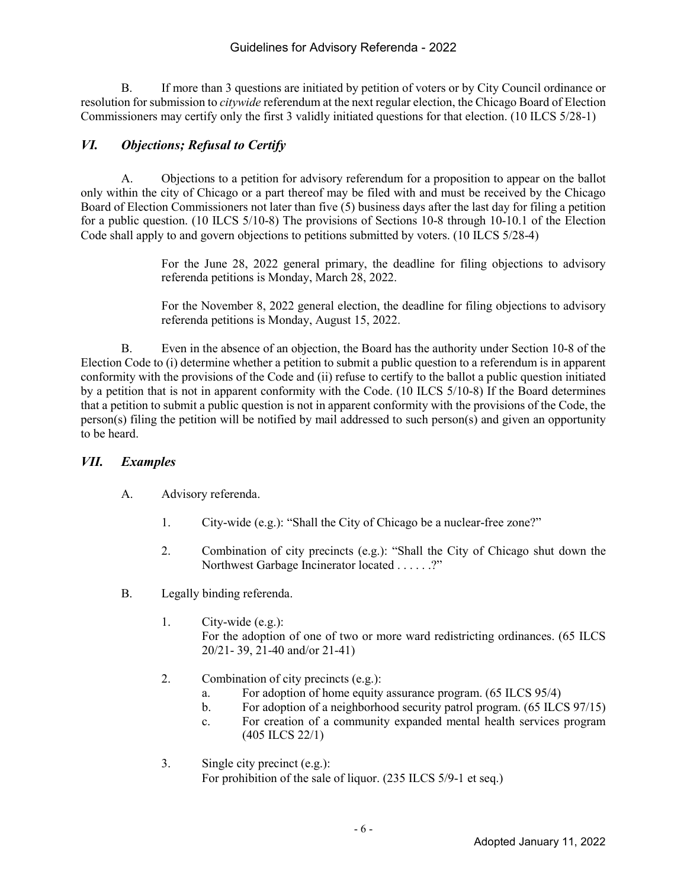B. If more than 3 questions are initiated by petition of voters or by City Council ordinance or resolution for submission to *citywide* referendum at the next regular election, the Chicago Board of Election Commissioners may certify only the first 3 validly initiated questions for that election. (10 ILCS 5/28-1)

## *VI. Objections; Refusal to Certify*

A. Objections to a petition for advisory referendum for a proposition to appear on the ballot only within the city of Chicago or a part thereof may be filed with and must be received by the Chicago Board of Election Commissioners not later than five (5) business days after the last day for filing a petition for a public question. (10 ILCS 5/10-8) The provisions of Sections 10-8 through 10-10.1 of the Election Code shall apply to and govern objections to petitions submitted by voters. (10 ILCS 5/28-4)

> For the June 28, 2022 general primary, the deadline for filing objections to advisory referenda petitions is Monday, March 28, 2022.
>
> For the November 8, 2022 general election, the deadline for filing objections to advisory referenda petitions is Monday, August 15, 2022.

B. Even in the absence of an objection, the Board has the authority under Section 10-8 of the Election Code to (i) determine whether a petition to submit a public question to a referendum is in apparent conformity with the provisions of the Code and (ii) refuse to certify to the ballot a public question initiated by a petition that is not in apparent conformity with the Code. (10 ILCS 5/10-8) If the Board determines that a petition to submit a public question is not in apparent conformity with the provisions of the Code, the person(s) filing the petition will be notified by mail addressed to such person(s) and given an opportunity to be heard.

## *VII. Examples*

A. Advisory referenda.

1. City-wide (e.g.): "Shall the City of Chicago be a nuclear-free zone?"
2. Combination of city precincts (e.g.): "Shall the City of Chicago shut down the Northwest Garbage Incinerator located . . . . . .?"

B. Legally binding referenda.

1. City-wide (e.g.):
   For the adoption of one of two or more ward redistricting ordinances. (65 ILCS 20/21- 39, 21-40 and/or 21-41)
2. Combination of city precincts (e.g.):
   a. For adoption of home equity assurance program. (65 ILCS 95/4)
   b. For adoption of a neighborhood security patrol program. (65 ILCS 97/15)
   c. For creation of a community expanded mental health services program (405 ILCS 22/1)
3. Single city precinct (e.g.):
   For prohibition of the sale of liquor. (235 ILCS 5/9-1 et seq.)